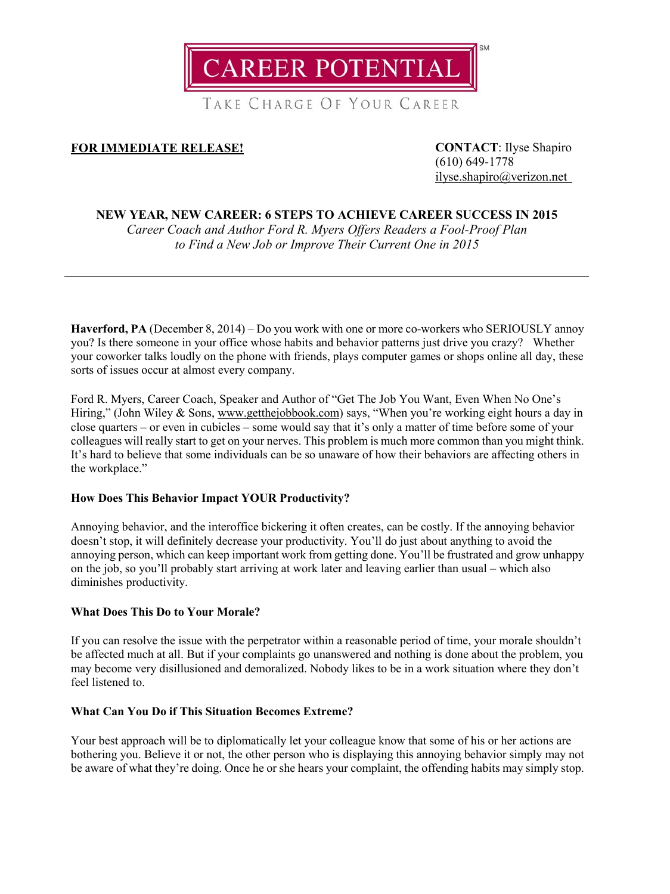# CAREER POTENTIAL[SM]

TAKE CHARGE OF YOUR CAREER

**FOR IMMEDIATE RELEASE!**

**CONTACT**: Ilyse Shapiro
(610) 649-1778
ilyse.shapiro@verizon.net

## NEW YEAR, NEW CAREER: 6 STEPS TO ACHIEVE CAREER SUCCESS IN 2015

*Career Coach and Author Ford R. Myers Offers Readers a Fool-Proof Plan to Find a New Job or Improve Their Current One in 2015*

---

**Haverford, PA** (December 8, 2014) – Do you work with one or more co-workers who SERIOUSLY annoy you? Is there someone in your office whose habits and behavior patterns just drive you crazy? Whether your coworker talks loudly on the phone with friends, plays computer games or shops online all day, these sorts of issues occur at almost every company.

Ford R. Myers, Career Coach, Speaker and Author of "Get The Job You Want, Even When No One's Hiring," (John Wiley & Sons, www.getthejobbook.com) says, "When you're working eight hours a day in close quarters – or even in cubicles – some would say that it's only a matter of time before some of your colleagues will really start to get on your nerves. This problem is much more common than you might think. It's hard to believe that some individuals can be so unaware of how their behaviors are affecting others in the workplace."

### How Does This Behavior Impact YOUR Productivity?

Annoying behavior, and the interoffice bickering it often creates, can be costly. If the annoying behavior doesn't stop, it will definitely decrease your productivity. You'll do just about anything to avoid the annoying person, which can keep important work from getting done. You'll be frustrated and grow unhappy on the job, so you'll probably start arriving at work later and leaving earlier than usual – which also diminishes productivity.

### What Does This Do to Your Morale?

If you can resolve the issue with the perpetrator within a reasonable period of time, your morale shouldn't be affected much at all. But if your complaints go unanswered and nothing is done about the problem, you may become very disillusioned and demoralized. Nobody likes to be in a work situation where they don't feel listened to.

### What Can You Do if This Situation Becomes Extreme?

Your best approach will be to diplomatically let your colleague know that some of his or her actions are bothering you. Believe it or not, the other person who is displaying this annoying behavior simply may not be aware of what they're doing. Once he or she hears your complaint, the offending habits may simply stop.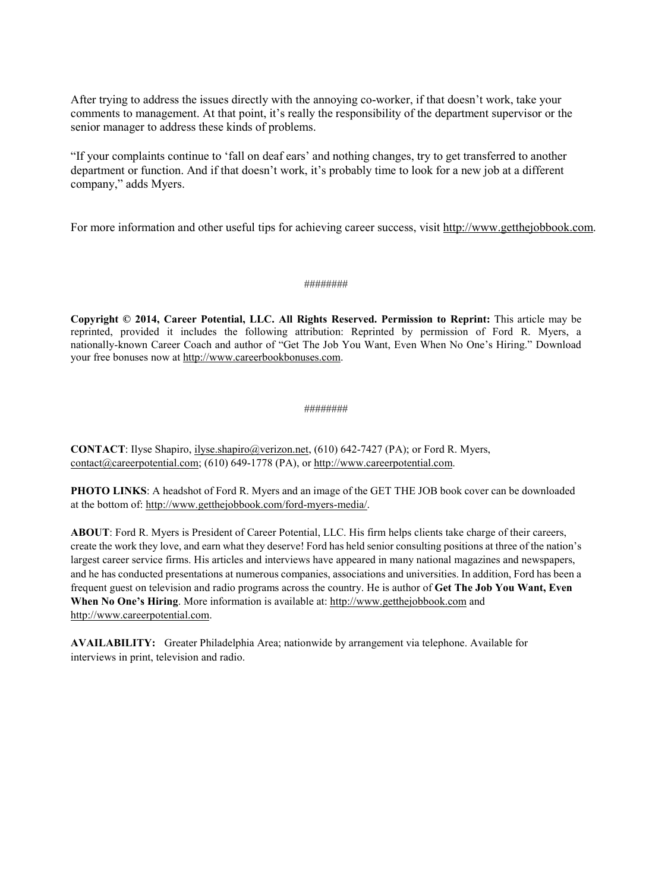After trying to address the issues directly with the annoying co-worker, if that doesn't work, take your comments to management. At that point, it's really the responsibility of the department supervisor or the senior manager to address these kinds of problems.

"If your complaints continue to 'fall on deaf ears' and nothing changes, try to get transferred to another department or function. And if that doesn't work, it's probably time to look for a new job at a different company," adds Myers.

For more information and other useful tips for achieving career success, visit http://www.getthejobbook.com.

########

**Copyright © 2014, Career Potential, LLC. All Rights Reserved. Permission to Reprint:** This article may be reprinted, provided it includes the following attribution: Reprinted by permission of Ford R. Myers, a nationally-known Career Coach and author of "Get The Job You Want, Even When No One's Hiring." Download your free bonuses now at http://www.careerbookbonuses.com.

########

**CONTACT**: Ilyse Shapiro, ilyse.shapiro@verizon.net, (610) 642-7427 (PA); or Ford R. Myers, contact@careerpotential.com; (610) 649-1778 (PA), or http://www.careerpotential.com.

**PHOTO LINKS**: A headshot of Ford R. Myers and an image of the GET THE JOB book cover can be downloaded at the bottom of: http://www.getthejobbook.com/ford-myers-media/.

**ABOUT**: Ford R. Myers is President of Career Potential, LLC. His firm helps clients take charge of their careers, create the work they love, and earn what they deserve! Ford has held senior consulting positions at three of the nation's largest career service firms. His articles and interviews have appeared in many national magazines and newspapers, and he has conducted presentations at numerous companies, associations and universities. In addition, Ford has been a frequent guest on television and radio programs across the country. He is author of **Get The Job You Want, Even When No One's Hiring**. More information is available at: http://www.getthejobbook.com and http://www.careerpotential.com.

**AVAILABILITY:** Greater Philadelphia Area; nationwide by arrangement via telephone. Available for interviews in print, television and radio.